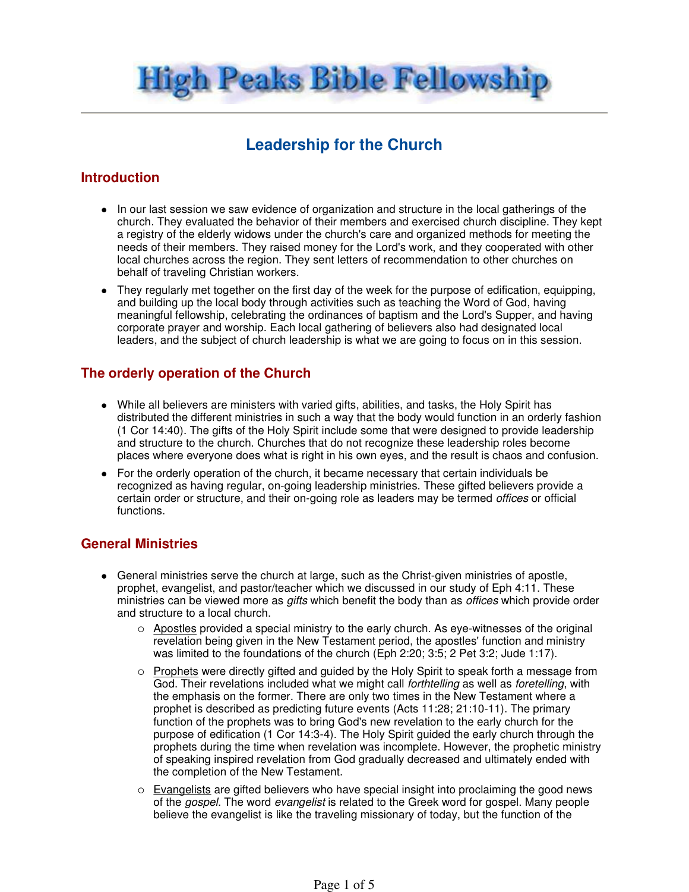# High Peaks Bible Fellowship

## Leadership for the Church

### Introduction

- In our last session we saw evidence of organization and structure in the local gatherings of the church. They evaluated the behavior of their members and exercised church discipline. They kept a registry of the elderly widows under the church's care and organized methods for meeting the needs of their members. They raised money for the Lord's work, and they cooperated with other local churches across the region. They sent letters of recommendation to other churches on behalf of traveling Christian workers.
- They regularly met together on the first day of the week for the purpose of edification, equipping, and building up the local body through activities such as teaching the Word of God, having meaningful fellowship, celebrating the ordinances of baptism and the Lord's Supper, and having corporate prayer and worship. Each local gathering of believers also had designated local leaders, and the subject of church leadership is what we are going to focus on in this session.

### The orderly operation of the Church

- While all believers are ministers with varied gifts, abilities, and tasks, the Holy Spirit has distributed the different ministries in such a way that the body would function in an orderly fashion (1 Cor 14:40). The gifts of the Holy Spirit include some that were designed to provide leadership and structure to the church. Churches that do not recognize these leadership roles become places where everyone does what is right in his own eyes, and the result is chaos and confusion.
- For the orderly operation of the church, it became necessary that certain individuals be recognized as having regular, on-going leadership ministries. These gifted believers provide a certain order or structure, and their on-going role as leaders may be termed *offices* or official functions.

### General Ministries

- General ministries serve the church at large, such as the Christ-given ministries of apostle, prophet, evangelist, and pastor/teacher which we discussed in our study of Eph 4:11. These ministries can be viewed more as *gifts* which benefit the body than as *offices* which provide order and structure to a local church.
  - Apostles provided a special ministry to the early church. As eye-witnesses of the original revelation being given in the New Testament period, the apostles' function and ministry was limited to the foundations of the church (Eph 2:20; 3:5; 2 Pet 3:2; Jude 1:17).
  - Prophets were directly gifted and guided by the Holy Spirit to speak forth a message from God. Their revelations included what we might call *forthtelling* as well as *foretelling*, with the emphasis on the former. There are only two times in the New Testament where a prophet is described as predicting future events (Acts 11:28; 21:10-11). The primary function of the prophets was to bring God's new revelation to the early church for the purpose of edification (1 Cor 14:3-4). The Holy Spirit guided the early church through the prophets during the time when revelation was incomplete. However, the prophetic ministry of speaking inspired revelation from God gradually decreased and ultimately ended with the completion of the New Testament.
  - Evangelists are gifted believers who have special insight into proclaiming the good news of the *gospel*. The word *evangelist* is related to the Greek word for gospel. Many people believe the evangelist is like the traveling missionary of today, but the function of the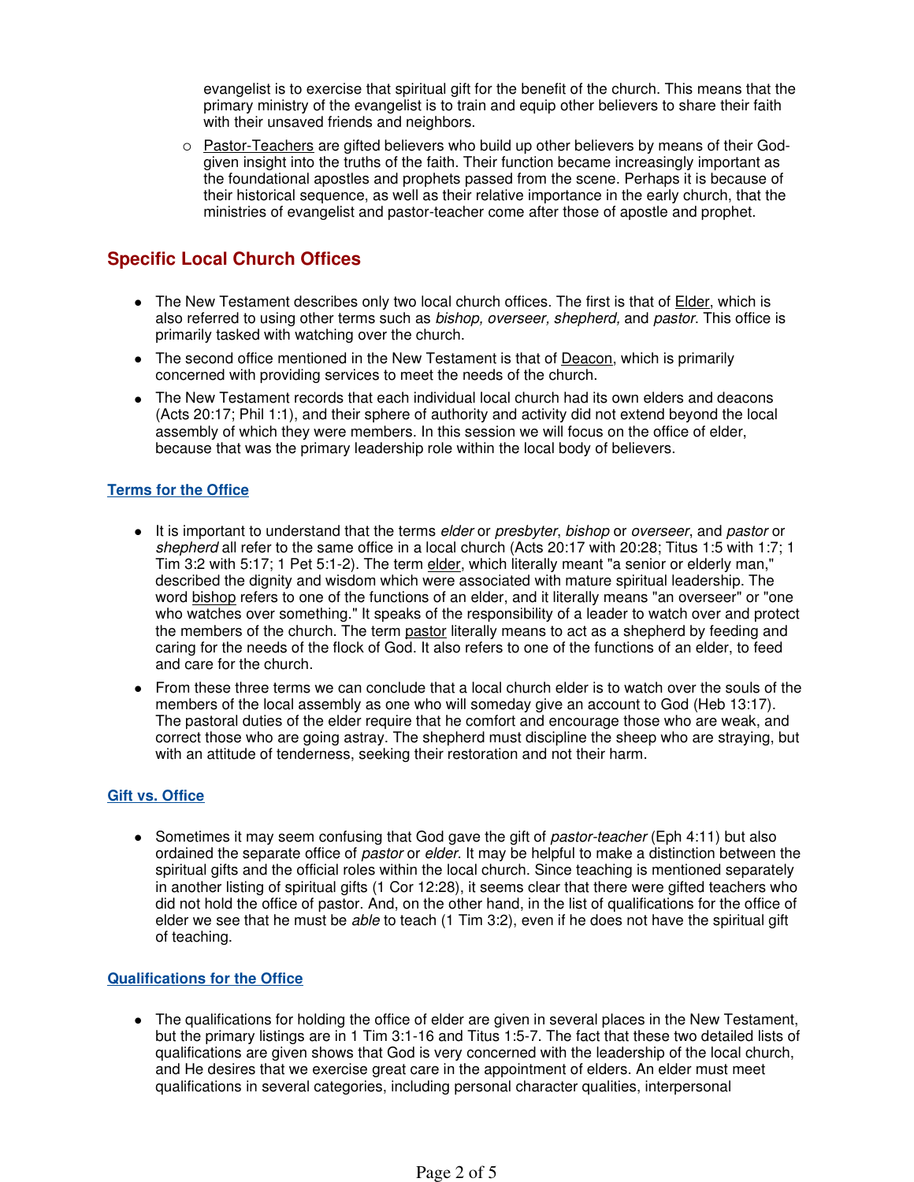evangelist is to exercise that spiritual gift for the benefit of the church. This means that the primary ministry of the evangelist is to train and equip other believers to share their faith with their unsaved friends and neighbors.

   - Pastor-Teachers are gifted believers who build up other believers by means of their God-given insight into the truths of the faith. Their function became increasingly important as the foundational apostles and prophets passed from the scene. Perhaps it is because of their historical sequence, as well as their relative importance in the early church, that the ministries of evangelist and pastor-teacher come after those of apostle and prophet.

## Specific Local Church Offices

- The New Testament describes only two local church offices. The first is that of Elder, which is also referred to using other terms such as *bishop, overseer, shepherd,* and *pastor*. This office is primarily tasked with watching over the church.
- The second office mentioned in the New Testament is that of Deacon, which is primarily concerned with providing services to meet the needs of the church.
- The New Testament records that each individual local church had its own elders and deacons (Acts 20:17; Phil 1:1), and their sphere of authority and activity did not extend beyond the local assembly of which they were members. In this session we will focus on the office of elder, because that was the primary leadership role within the local body of believers.

### Terms for the Office

- It is important to understand that the terms *elder* or *presbyter*, *bishop* or *overseer*, and *pastor* or *shepherd* all refer to the same office in a local church (Acts 20:17 with 20:28; Titus 1:5 with 1:7; 1 Tim 3:2 with 5:17; 1 Pet 5:1-2). The term elder, which literally meant "a senior or elderly man," described the dignity and wisdom which were associated with mature spiritual leadership. The word bishop refers to one of the functions of an elder, and it literally means "an overseer" or "one who watches over something." It speaks of the responsibility of a leader to watch over and protect the members of the church. The term pastor literally means to act as a shepherd by feeding and caring for the needs of the flock of God. It also refers to one of the functions of an elder, to feed and care for the church.
- From these three terms we can conclude that a local church elder is to watch over the souls of the members of the local assembly as one who will someday give an account to God (Heb 13:17). The pastoral duties of the elder require that he comfort and encourage those who are weak, and correct those who are going astray. The shepherd must discipline the sheep who are straying, but with an attitude of tenderness, seeking their restoration and not their harm.

### Gift vs. Office

- Sometimes it may seem confusing that God gave the gift of *pastor-teacher* (Eph 4:11) but also ordained the separate office of *pastor* or *elder*. It may be helpful to make a distinction between the spiritual gifts and the official roles within the local church. Since teaching is mentioned separately in another listing of spiritual gifts (1 Cor 12:28), it seems clear that there were gifted teachers who did not hold the office of pastor. And, on the other hand, in the list of qualifications for the office of elder we see that he must be *able* to teach (1 Tim 3:2), even if he does not have the spiritual gift of teaching.

### Qualifications for the Office

- The qualifications for holding the office of elder are given in several places in the New Testament, but the primary listings are in 1 Tim 3:1-16 and Titus 1:5-7. The fact that these two detailed lists of qualifications are given shows that God is very concerned with the leadership of the local church, and He desires that we exercise great care in the appointment of elders. An elder must meet qualifications in several categories, including personal character qualities, interpersonal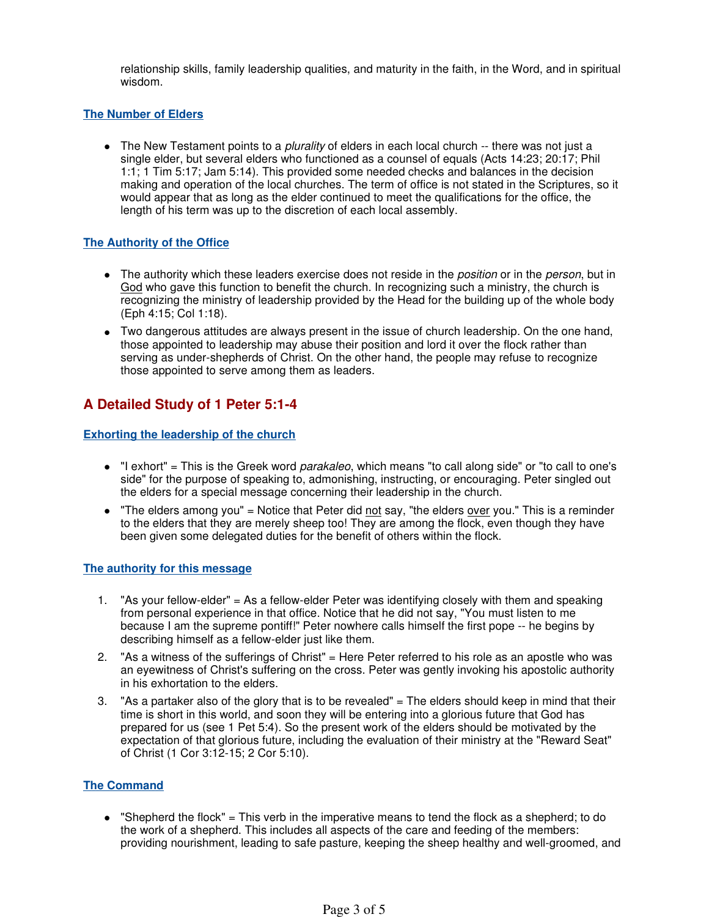relationship skills, family leadership qualities, and maturity in the faith, in the Word, and in spiritual wisdom.

### The Number of Elders

- The New Testament points to a *plurality* of elders in each local church -- there was not just a single elder, but several elders who functioned as a counsel of equals (Acts 14:23; 20:17; Phil 1:1; 1 Tim 5:17; Jam 5:14). This provided some needed checks and balances in the decision making and operation of the local churches. The term of office is not stated in the Scriptures, so it would appear that as long as the elder continued to meet the qualifications for the office, the length of his term was up to the discretion of each local assembly.

### The Authority of the Office

- The authority which these leaders exercise does not reside in the *position* or in the *person*, but in God who gave this function to benefit the church. In recognizing such a ministry, the church is recognizing the ministry of leadership provided by the Head for the building up of the whole body (Eph 4:15; Col 1:18).
- Two dangerous attitudes are always present in the issue of church leadership. On the one hand, those appointed to leadership may abuse their position and lord it over the flock rather than serving as under-shepherds of Christ. On the other hand, the people may refuse to recognize those appointed to serve among them as leaders.

## A Detailed Study of 1 Peter 5:1-4

### Exhorting the leadership of the church

- "I exhort" = This is the Greek word *parakaleo*, which means "to call along side" or "to call to one's side" for the purpose of speaking to, admonishing, instructing, or encouraging. Peter singled out the elders for a special message concerning their leadership in the church.
- "The elders among you" = Notice that Peter did not say, "the elders over you." This is a reminder to the elders that they are merely sheep too! They are among the flock, even though they have been given some delegated duties for the benefit of others within the flock.

### The authority for this message

1. "As your fellow-elder" = As a fellow-elder Peter was identifying closely with them and speaking from personal experience in that office. Notice that he did not say, "You must listen to me because I am the supreme pontiff!" Peter nowhere calls himself the first pope -- he begins by describing himself as a fellow-elder just like them.
2. "As a witness of the sufferings of Christ" = Here Peter referred to his role as an apostle who was an eyewitness of Christ's suffering on the cross. Peter was gently invoking his apostolic authority in his exhortation to the elders.
3. "As a partaker also of the glory that is to be revealed" = The elders should keep in mind that their time is short in this world, and soon they will be entering into a glorious future that God has prepared for us (see 1 Pet 5:4). So the present work of the elders should be motivated by the expectation of that glorious future, including the evaluation of their ministry at the "Reward Seat" of Christ (1 Cor 3:12-15; 2 Cor 5:10).

### The Command

- "Shepherd the flock" = This verb in the imperative means to tend the flock as a shepherd; to do the work of a shepherd. This includes all aspects of the care and feeding of the members: providing nourishment, leading to safe pasture, keeping the sheep healthy and well-groomed, and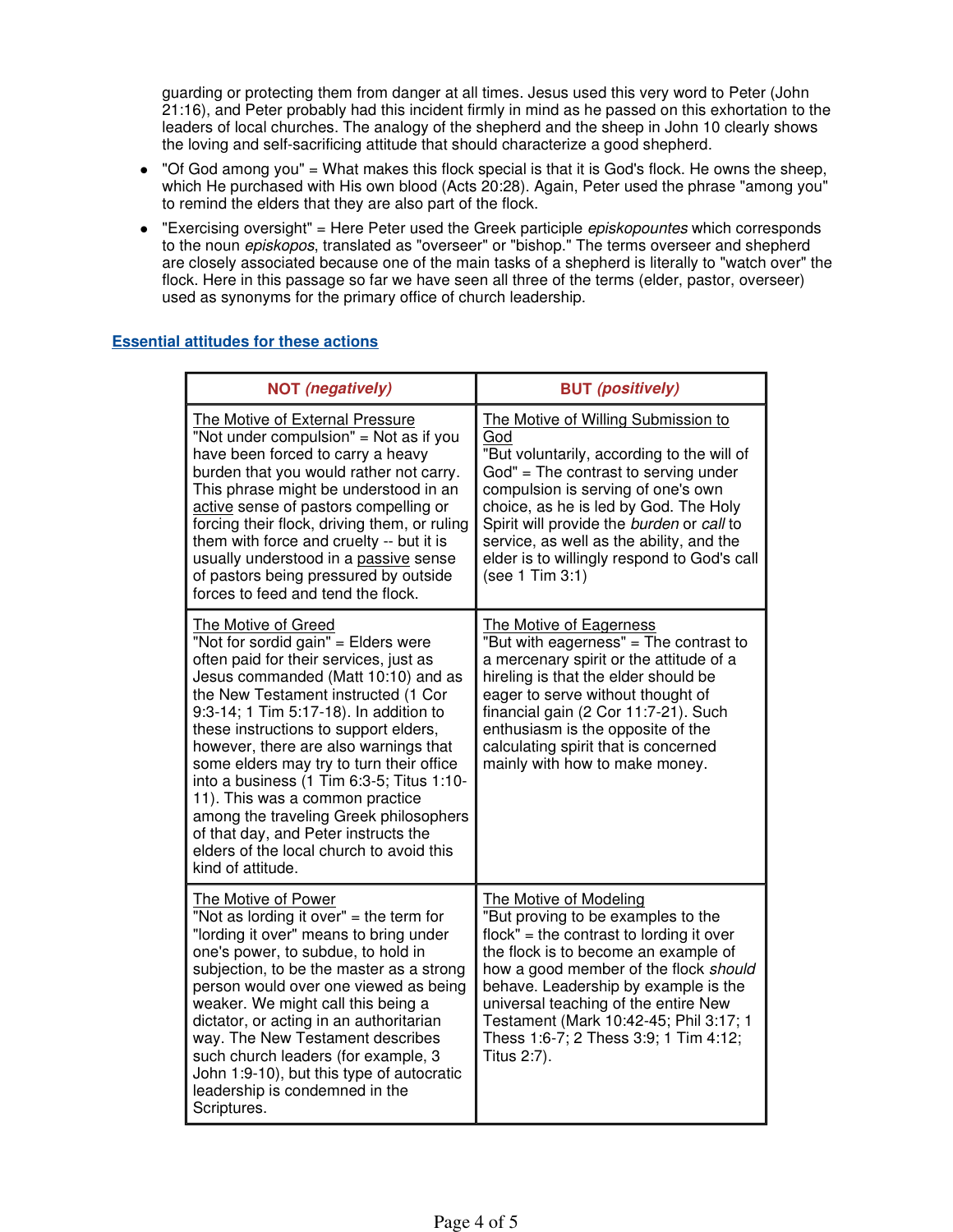guarding or protecting them from danger at all times. Jesus used this very word to Peter (John 21:16), and Peter probably had this incident firmly in mind as he passed on this exhortation to the leaders of local churches. The analogy of the shepherd and the sheep in John 10 clearly shows the loving and self-sacrificing attitude that should characterize a good shepherd.

- "Of God among you" = What makes this flock special is that it is God's flock. He owns the sheep, which He purchased with His own blood (Acts 20:28). Again, Peter used the phrase "among you" to remind the elders that they are also part of the flock.
- "Exercising oversight" = Here Peter used the Greek participle *episkopountes* which corresponds to the noun *episkopos*, translated as "overseer" or "bishop." The terms overseer and shepherd are closely associated because one of the main tasks of a shepherd is literally to "watch over" the flock. Here in this passage so far we have seen all three of the terms (elder, pastor, overseer) used as synonyms for the primary office of church leadership.

### Essential attitudes for these actions

| **NOT *(negatively)*** | **BUT *(positively)*** |
|---|---|
| The Motive of External Pressure<br>"Not under compulsion" = Not as if you have been forced to carry a heavy burden that you would rather not carry. This phrase might be understood in an active sense of pastors compelling or forcing their flock, driving them, or ruling them with force and cruelty -- but it is usually understood in a passive sense of pastors being pressured by outside forces to feed and tend the flock. | The Motive of Willing Submission to God<br>"But voluntarily, according to the will of God" = The contrast to serving under compulsion is serving of one's own choice, as he is led by God. The Holy Spirit will provide the *burden* or *call* to service, as well as the ability, and the elder is to willingly respond to God's call (see 1 Tim 3:1) |
| The Motive of Greed<br>"Not for sordid gain" = Elders were often paid for their services, just as Jesus commanded (Matt 10:10) and as the New Testament instructed (1 Cor 9:3-14; 1 Tim 5:17-18). In addition to these instructions to support elders, however, there are also warnings that some elders may try to turn their office into a business (1 Tim 6:3-5; Titus 1:10-11). This was a common practice among the traveling Greek philosophers of that day, and Peter instructs the elders of the local church to avoid this kind of attitude. | The Motive of Eagerness<br>"But with eagerness" = The contrast to a mercenary spirit or the attitude of a hireling is that the elder should be eager to serve without thought of financial gain (2 Cor 11:7-21). Such enthusiasm is the opposite of the calculating spirit that is concerned mainly with how to make money. |
| The Motive of Power<br>"Not as lording it over" = the term for "lording it over" means to bring under one's power, to subdue, to hold in subjection, to be the master as a strong person would over one viewed as being weaker. We might call this being a dictator, or acting in an authoritarian way. The New Testament describes such church leaders (for example, 3 John 1:9-10), but this type of autocratic leadership is condemned in the Scriptures. | The Motive of Modeling<br>"But proving to be examples to the flock" = the contrast to lording it over the flock is to become an example of how a good member of the flock *should* behave. Leadership by example is the universal teaching of the entire New Testament (Mark 10:42-45; Phil 3:17; 1 Thess 1:6-7; 2 Thess 3:9; 1 Tim 4:12; Titus 2:7). |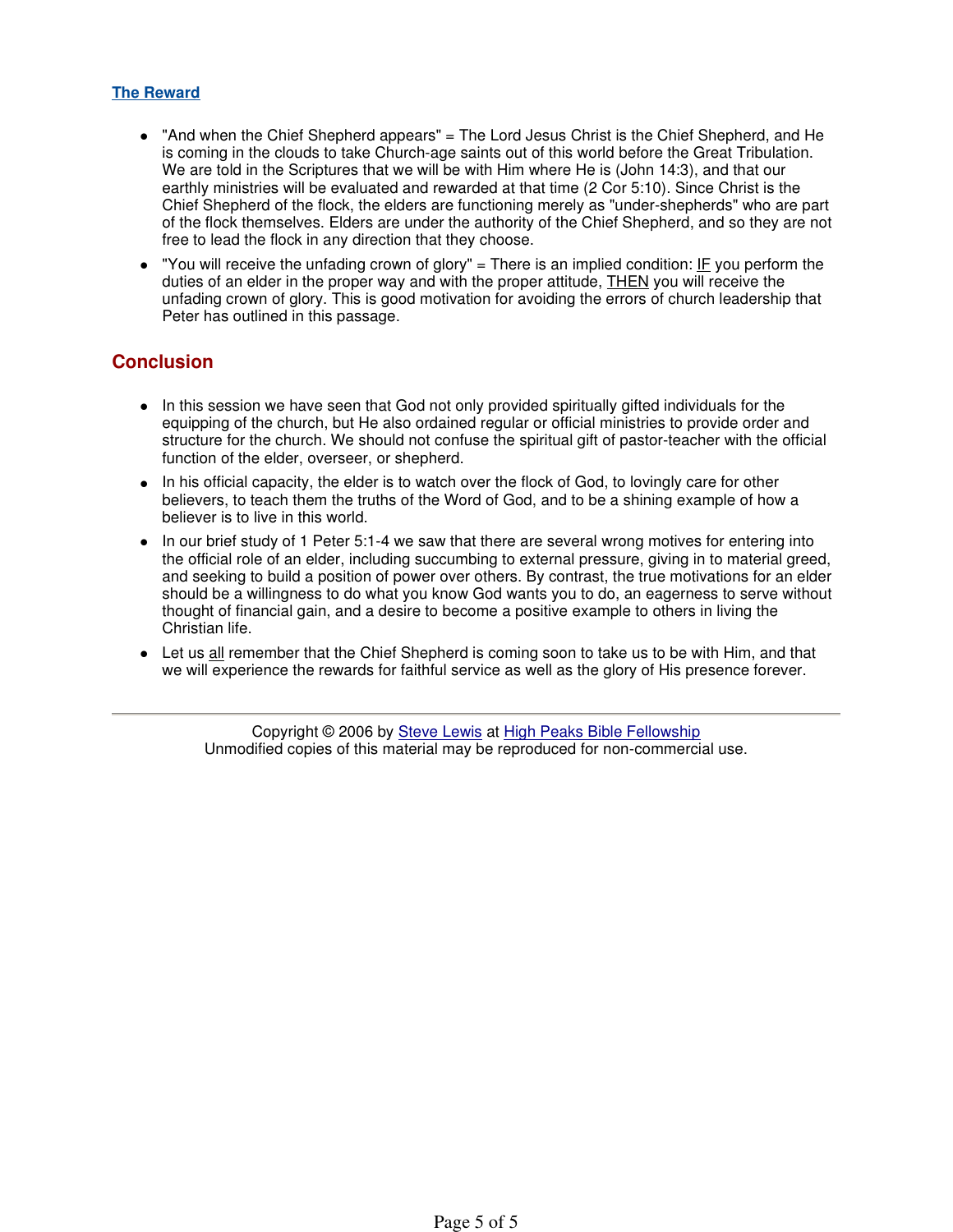### The Reward

- "And when the Chief Shepherd appears" = The Lord Jesus Christ is the Chief Shepherd, and He is coming in the clouds to take Church-age saints out of this world before the Great Tribulation. We are told in the Scriptures that we will be with Him where He is (John 14:3), and that our earthly ministries will be evaluated and rewarded at that time (2 Cor 5:10). Since Christ is the Chief Shepherd of the flock, the elders are functioning merely as "under-shepherds" who are part of the flock themselves. Elders are under the authority of the Chief Shepherd, and so they are not free to lead the flock in any direction that they choose.
- "You will receive the unfading crown of glory" = There is an implied condition: IF you perform the duties of an elder in the proper way and with the proper attitude, THEN you will receive the unfading crown of glory. This is good motivation for avoiding the errors of church leadership that Peter has outlined in this passage.

## Conclusion

- In this session we have seen that God not only provided spiritually gifted individuals for the equipping of the church, but He also ordained regular or official ministries to provide order and structure for the church. We should not confuse the spiritual gift of pastor-teacher with the official function of the elder, overseer, or shepherd.
- In his official capacity, the elder is to watch over the flock of God, to lovingly care for other believers, to teach them the truths of the Word of God, and to be a shining example of how a believer is to live in this world.
- In our brief study of 1 Peter 5:1-4 we saw that there are several wrong motives for entering into the official role of an elder, including succumbing to external pressure, giving in to material greed, and seeking to build a position of power over others. By contrast, the true motivations for an elder should be a willingness to do what you know God wants you to do, an eagerness to serve without thought of financial gain, and a desire to become a positive example to others in living the Christian life.
- Let us all remember that the Chief Shepherd is coming soon to take us to be with Him, and that we will experience the rewards for faithful service as well as the glory of His presence forever.

---

Copyright © 2006 by Steve Lewis at High Peaks Bible Fellowship
Unmodified copies of this material may be reproduced for non-commercial use.